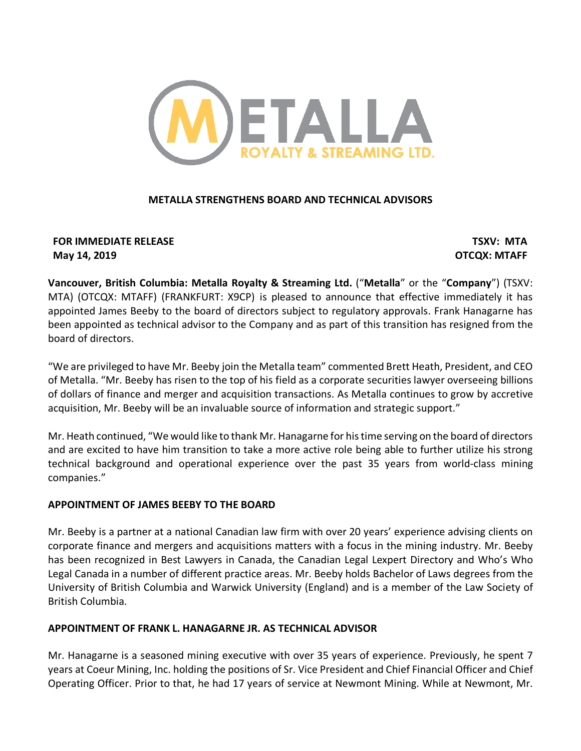# METALLA STRENGTHENS BOARD AND TECHNICAL ADVISORS

**FOR IMMEDIATE RELEASE** **TSXV: MTA**
**May 14, 2019** **OTCQX: MTAFF**

**Vancouver, British Columbia: Metalla Royalty & Streaming Ltd.** ("**Metalla**" or the "**Company**") (TSXV: MTA) (OTCQX: MTAFF) (FRANKFURT: X9CP) is pleased to announce that effective immediately it has appointed James Beeby to the board of directors subject to regulatory approvals. Frank Hanagarne has been appointed as technical advisor to the Company and as part of this transition has resigned from the board of directors.

"We are privileged to have Mr. Beeby join the Metalla team" commented Brett Heath, President, and CEO of Metalla. "Mr. Beeby has risen to the top of his field as a corporate securities lawyer overseeing billions of dollars of finance and merger and acquisition transactions. As Metalla continues to grow by accretive acquisition, Mr. Beeby will be an invaluable source of information and strategic support."

Mr. Heath continued, "We would like to thank Mr. Hanagarne for his time serving on the board of directors and are excited to have him transition to take a more active role being able to further utilize his strong technical background and operational experience over the past 35 years from world-class mining companies."

## APPOINTMENT OF JAMES BEEBY TO THE BOARD

Mr. Beeby is a partner at a national Canadian law firm with over 20 years' experience advising clients on corporate finance and mergers and acquisitions matters with a focus in the mining industry. Mr. Beeby has been recognized in Best Lawyers in Canada, the Canadian Legal Lexpert Directory and Who's Who Legal Canada in a number of different practice areas. Mr. Beeby holds Bachelor of Laws degrees from the University of British Columbia and Warwick University (England) and is a member of the Law Society of British Columbia.

## APPOINTMENT OF FRANK L. HANAGARNE JR. AS TECHNICAL ADVISOR

Mr. Hanagarne is a seasoned mining executive with over 35 years of experience. Previously, he spent 7 years at Coeur Mining, Inc. holding the positions of Sr. Vice President and Chief Financial Officer and Chief Operating Officer. Prior to that, he had 17 years of service at Newmont Mining. While at Newmont, Mr.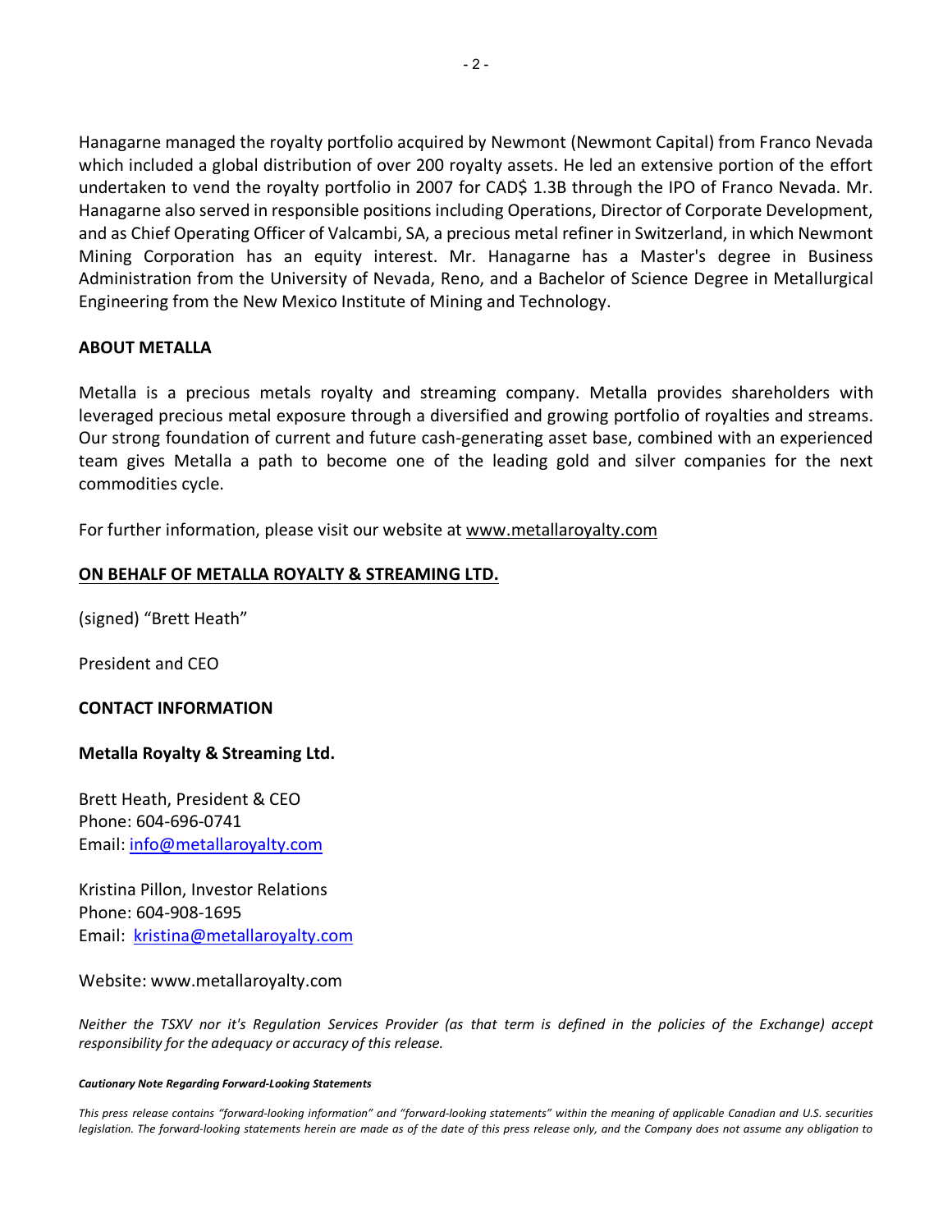Hanagarne managed the royalty portfolio acquired by Newmont (Newmont Capital) from Franco Nevada which included a global distribution of over 200 royalty assets. He led an extensive portion of the effort undertaken to vend the royalty portfolio in 2007 for CAD$ 1.3B through the IPO of Franco Nevada. Mr. Hanagarne also served in responsible positions including Operations, Director of Corporate Development, and as Chief Operating Officer of Valcambi, SA, a precious metal refiner in Switzerland, in which Newmont Mining Corporation has an equity interest. Mr. Hanagarne has a Master's degree in Business Administration from the University of Nevada, Reno, and a Bachelor of Science Degree in Metallurgical Engineering from the New Mexico Institute of Mining and Technology.

**ABOUT METALLA**

Metalla is a precious metals royalty and streaming company. Metalla provides shareholders with leveraged precious metal exposure through a diversified and growing portfolio of royalties and streams. Our strong foundation of current and future cash-generating asset base, combined with an experienced team gives Metalla a path to become one of the leading gold and silver companies for the next commodities cycle.

For further information, please visit our website at www.metallaroyalty.com

**ON BEHALF OF METALLA ROYALTY & STREAMING LTD.**

(signed) "Brett Heath"

President and CEO

**CONTACT INFORMATION**

**Metalla Royalty & Streaming Ltd.**

Brett Heath, President & CEO
Phone: 604-696-0741
Email: info@metallaroyalty.com

Kristina Pillon, Investor Relations
Phone: 604-908-1695
Email: kristina@metallaroyalty.com

Website: www.metallaroyalty.com

*Neither the TSXV nor it's Regulation Services Provider (as that term is defined in the policies of the Exchange) accept responsibility for the adequacy or accuracy of this release.*

***Cautionary Note Regarding Forward-Looking Statements***

*This press release contains "forward-looking information" and "forward-looking statements" within the meaning of applicable Canadian and U.S. securities legislation. The forward-looking statements herein are made as of the date of this press release only, and the Company does not assume any obligation to*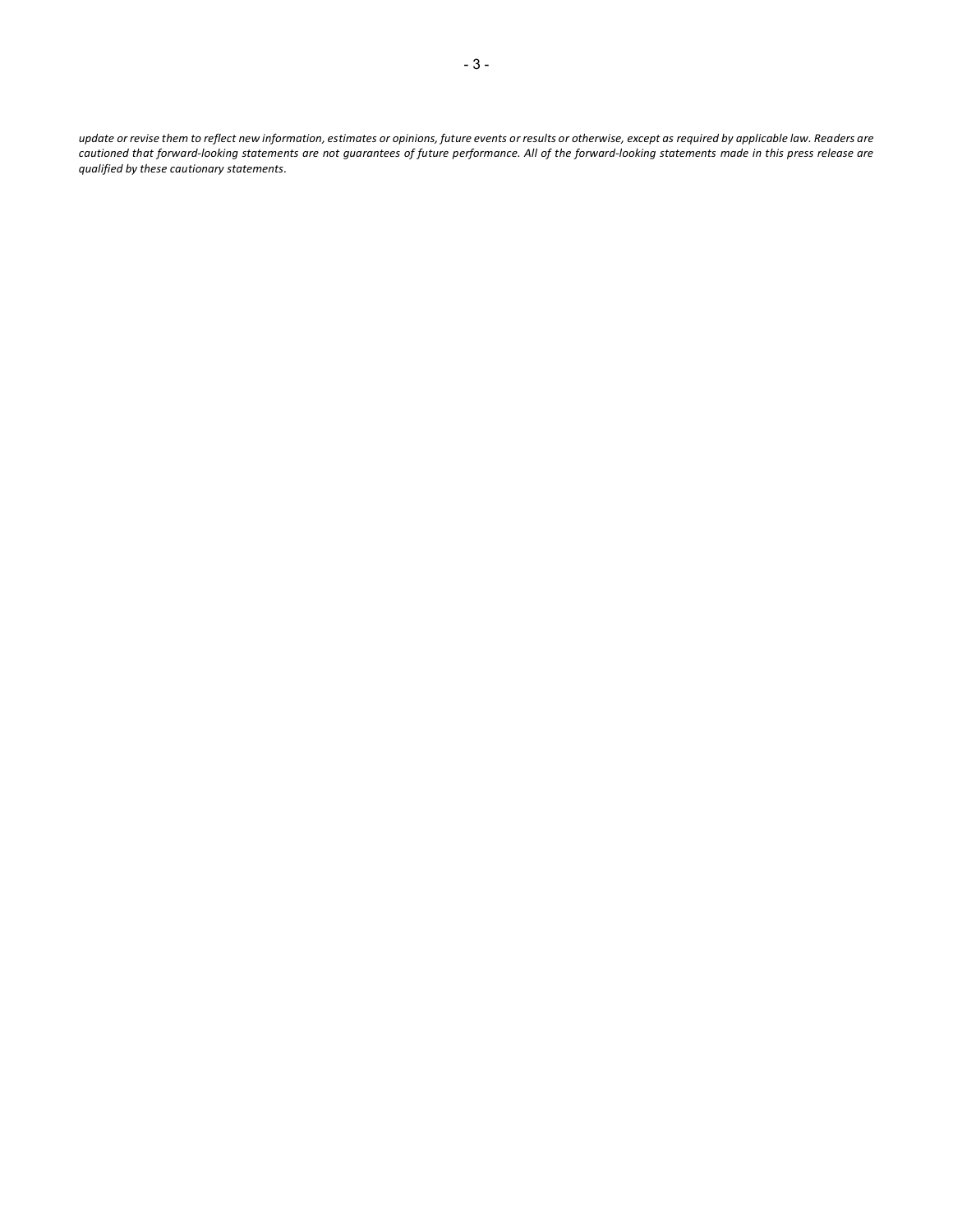*update or revise them to reflect new information, estimates or opinions, future events or results or otherwise, except as required by applicable law. Readers are cautioned that forward-looking statements are not guarantees of future performance. All of the forward-looking statements made in this press release are qualified by these cautionary statements.*